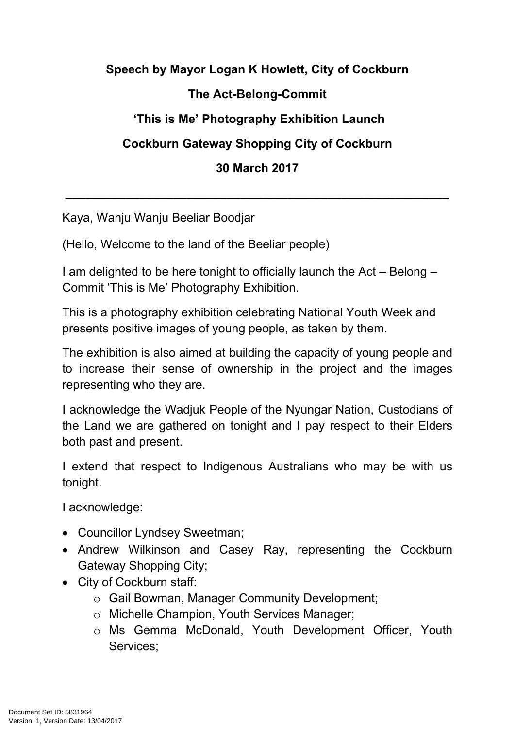**Speech by Mayor Logan K Howlett, City of Cockburn**

**The Act-Belong-Commit**

**'This is Me' Photography Exhibition Launch**

**Cockburn Gateway Shopping City of Cockburn**

**30 March 2017**

---

Kaya, Wanju Wanju Beeliar Boodjar

(Hello, Welcome to the land of the Beeliar people)

I am delighted to be here tonight to officially launch the Act – Belong – Commit 'This is Me' Photography Exhibition.

This is a photography exhibition celebrating National Youth Week and presents positive images of young people, as taken by them.

The exhibition is also aimed at building the capacity of young people and to increase their sense of ownership in the project and the images representing who they are.

I acknowledge the Wadjuk People of the Nyungar Nation, Custodians of the Land we are gathered on tonight and I pay respect to their Elders both past and present.

I extend that respect to Indigenous Australians who may be with us tonight.

I acknowledge:

- Councillor Lyndsey Sweetman;
- Andrew Wilkinson and Casey Ray, representing the Cockburn Gateway Shopping City;
- City of Cockburn staff:
    - Gail Bowman, Manager Community Development;
    - Michelle Champion, Youth Services Manager;
    - Ms Gemma McDonald, Youth Development Officer, Youth Services;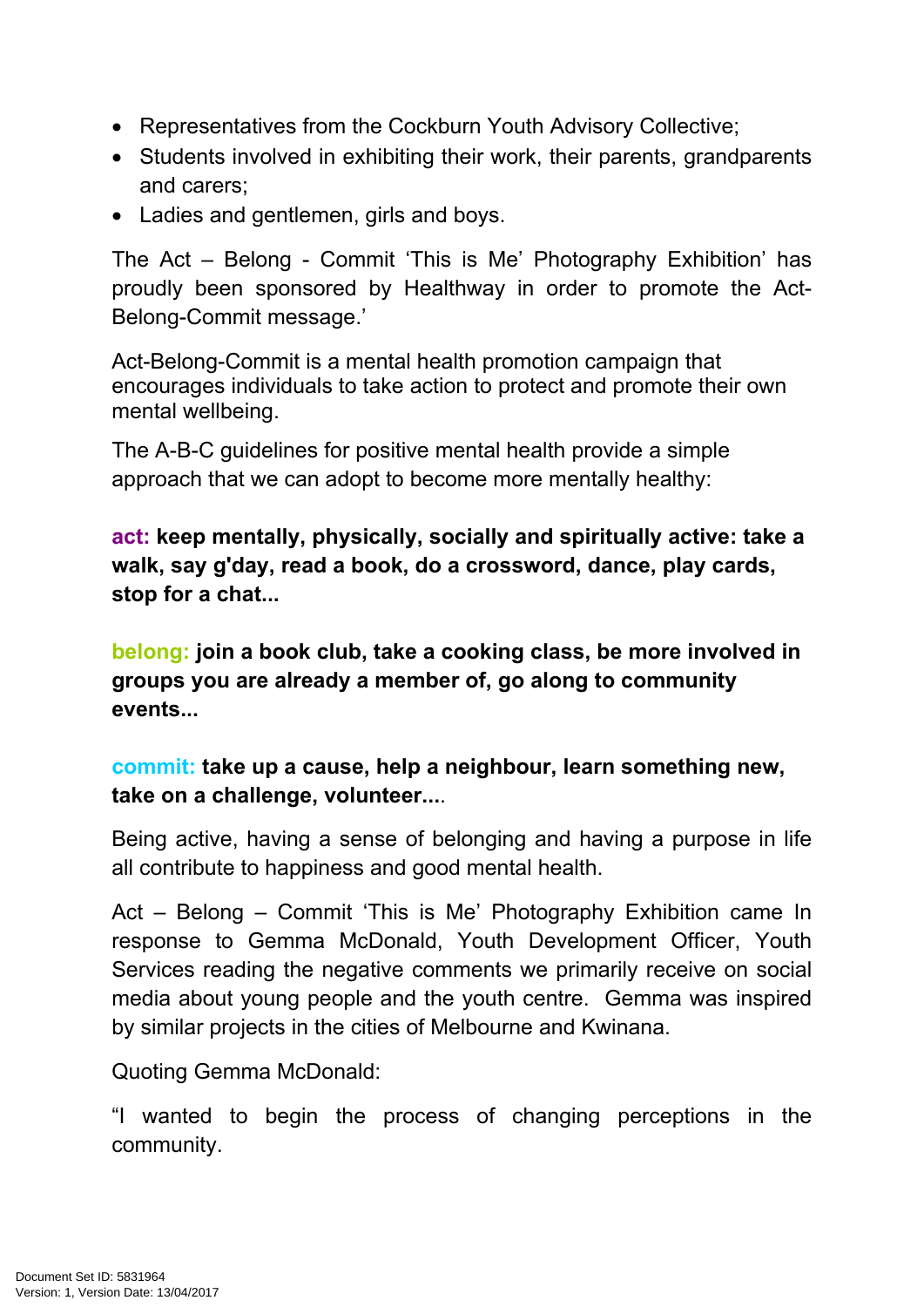- Representatives from the Cockburn Youth Advisory Collective;
- Students involved in exhibiting their work, their parents, grandparents and carers;
- Ladies and gentlemen, girls and boys.

The Act – Belong - Commit 'This is Me' Photography Exhibition' has proudly been sponsored by Healthway in order to promote the Act-Belong-Commit message.'

Act-Belong-Commit is a mental health promotion campaign that encourages individuals to take action to protect and promote their own mental wellbeing.

The A-B-C guidelines for positive mental health provide a simple approach that we can adopt to become more mentally healthy:

**act: keep mentally, physically, socially and spiritually active: take a walk, say g'day, read a book, do a crossword, dance, play cards, stop for a chat...**

**belong: join a book club, take a cooking class, be more involved in groups you are already a member of, go along to community events...**

**commit: take up a cause, help a neighbour, learn something new, take on a challenge, volunteer....**.

Being active, having a sense of belonging and having a purpose in life all contribute to happiness and good mental health.

Act – Belong – Commit 'This is Me' Photography Exhibition came In response to Gemma McDonald, Youth Development Officer, Youth Services reading the negative comments we primarily receive on social media about young people and the youth centre. Gemma was inspired by similar projects in the cities of Melbourne and Kwinana.

Quoting Gemma McDonald:

"I wanted to begin the process of changing perceptions in the community.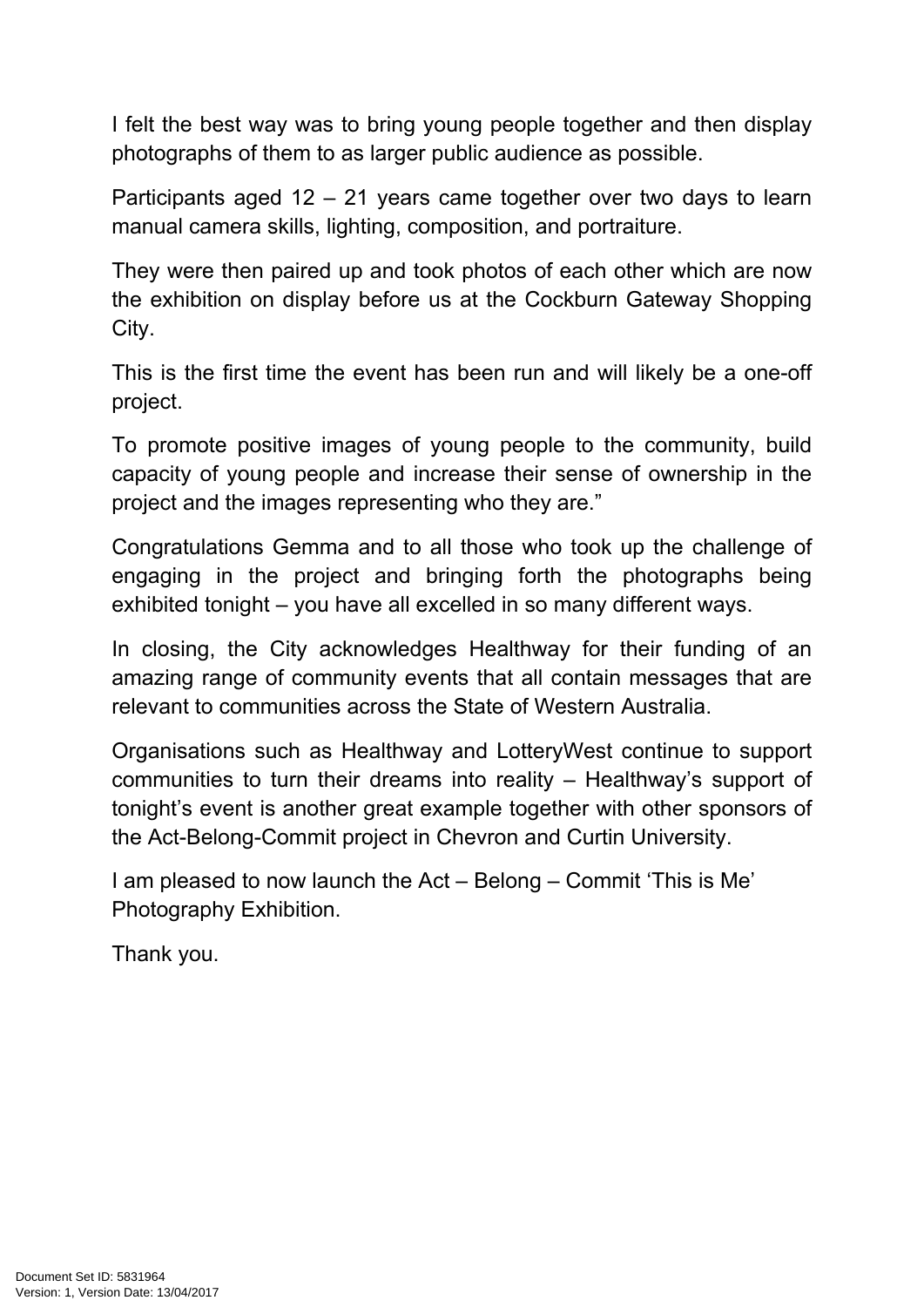I felt the best way was to bring young people together and then display photographs of them to as larger public audience as possible.

Participants aged 12 – 21 years came together over two days to learn manual camera skills, lighting, composition, and portraiture.

They were then paired up and took photos of each other which are now the exhibition on display before us at the Cockburn Gateway Shopping City.

This is the first time the event has been run and will likely be a one-off project.

To promote positive images of young people to the community, build capacity of young people and increase their sense of ownership in the project and the images representing who they are."

Congratulations Gemma and to all those who took up the challenge of engaging in the project and bringing forth the photographs being exhibited tonight – you have all excelled in so many different ways.

In closing, the City acknowledges Healthway for their funding of an amazing range of community events that all contain messages that are relevant to communities across the State of Western Australia.

Organisations such as Healthway and LotteryWest continue to support communities to turn their dreams into reality – Healthway's support of tonight's event is another great example together with other sponsors of the Act-Belong-Commit project in Chevron and Curtin University.

I am pleased to now launch the Act – Belong – Commit 'This is Me' Photography Exhibition.

Thank you.